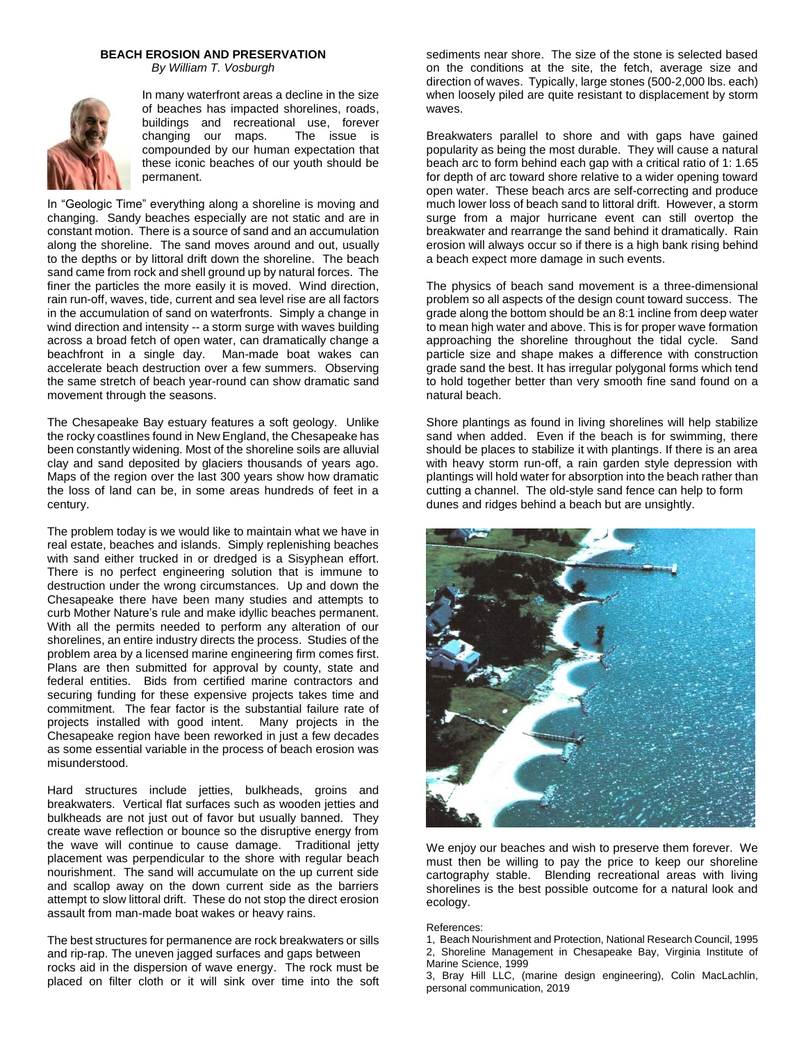**BEACH EROSION AND PRESERVATION**

*By William T. Vosburgh*

In many waterfront areas a decline in the size of beaches has impacted shorelines, roads, buildings and recreational use, forever changing our maps. The issue is compounded by our human expectation that these iconic beaches of our youth should be permanent.

In "Geologic Time" everything along a shoreline is moving and changing. Sandy beaches especially are not static and are in constant motion. There is a source of sand and an accumulation along the shoreline. The sand moves around and out, usually to the depths or by littoral drift down the shoreline. The beach sand came from rock and shell ground up by natural forces. The finer the particles the more easily it is moved. Wind direction, rain run-off, waves, tide, current and sea level rise are all factors in the accumulation of sand on waterfronts. Simply a change in wind direction and intensity -- a storm surge with waves building across a broad fetch of open water, can dramatically change a beachfront in a single day. Man-made boat wakes can accelerate beach destruction over a few summers. Observing the same stretch of beach year-round can show dramatic sand movement through the seasons.

The Chesapeake Bay estuary features a soft geology. Unlike the rocky coastlines found in New England, the Chesapeake has been constantly widening. Most of the shoreline soils are alluvial clay and sand deposited by glaciers thousands of years ago. Maps of the region over the last 300 years show how dramatic the loss of land can be, in some areas hundreds of feet in a century.

The problem today is we would like to maintain what we have in real estate, beaches and islands. Simply replenishing beaches with sand either trucked in or dredged is a Sisyphean effort. There is no perfect engineering solution that is immune to destruction under the wrong circumstances. Up and down the Chesapeake there have been many studies and attempts to curb Mother Nature's rule and make idyllic beaches permanent. With all the permits needed to perform any alteration of our shorelines, an entire industry directs the process. Studies of the problem area by a licensed marine engineering firm comes first. Plans are then submitted for approval by county, state and federal entities. Bids from certified marine contractors and securing funding for these expensive projects takes time and commitment. The fear factor is the substantial failure rate of projects installed with good intent. Many projects in the Chesapeake region have been reworked in just a few decades as some essential variable in the process of beach erosion was misunderstood.

Hard structures include jetties, bulkheads, groins and breakwaters. Vertical flat surfaces such as wooden jetties and bulkheads are not just out of favor but usually banned. They create wave reflection or bounce so the disruptive energy from the wave will continue to cause damage. Traditional jetty placement was perpendicular to the shore with regular beach nourishment. The sand will accumulate on the up current side and scallop away on the down current side as the barriers attempt to slow littoral drift. These do not stop the direct erosion assault from man-made boat wakes or heavy rains.

The best structures for permanence are rock breakwaters or sills and rip-rap. The uneven jagged surfaces and gaps between rocks aid in the dispersion of wave energy. The rock must be placed on filter cloth or it will sink over time into the soft sediments near shore. The size of the stone is selected based on the conditions at the site, the fetch, average size and direction of waves. Typically, large stones (500-2,000 lbs. each) when loosely piled are quite resistant to displacement by storm waves.

Breakwaters parallel to shore and with gaps have gained popularity as being the most durable. They will cause a natural beach arc to form behind each gap with a critical ratio of 1: 1.65 for depth of arc toward shore relative to a wider opening toward open water. These beach arcs are self-correcting and produce much lower loss of beach sand to littoral drift. However, a storm surge from a major hurricane event can still overtop the breakwater and rearrange the sand behind it dramatically. Rain erosion will always occur so if there is a high bank rising behind a beach expect more damage in such events.

The physics of beach sand movement is a three-dimensional problem so all aspects of the design count toward success. The grade along the bottom should be an 8:1 incline from deep water to mean high water and above. This is for proper wave formation approaching the shoreline throughout the tidal cycle. Sand particle size and shape makes a difference with construction grade sand the best. It has irregular polygonal forms which tend to hold together better than very smooth fine sand found on a natural beach.

Shore plantings as found in living shorelines will help stabilize sand when added. Even if the beach is for swimming, there should be places to stabilize it with plantings. If there is an area with heavy storm run-off, a rain garden style depression with plantings will hold water for absorption into the beach rather than cutting a channel. The old-style sand fence can help to form dunes and ridges behind a beach but are unsightly.

We enjoy our beaches and wish to preserve them forever. We must then be willing to pay the price to keep our shoreline cartography stable. Blending recreational areas with living shorelines is the best possible outcome for a natural look and ecology.

References:

1, Beach Nourishment and Protection, National Research Council, 1995
2, Shoreline Management in Chesapeake Bay, Virginia Institute of Marine Science, 1999
3, Bray Hill LLC, (marine design engineering), Colin MacLachlin, personal communication, 2019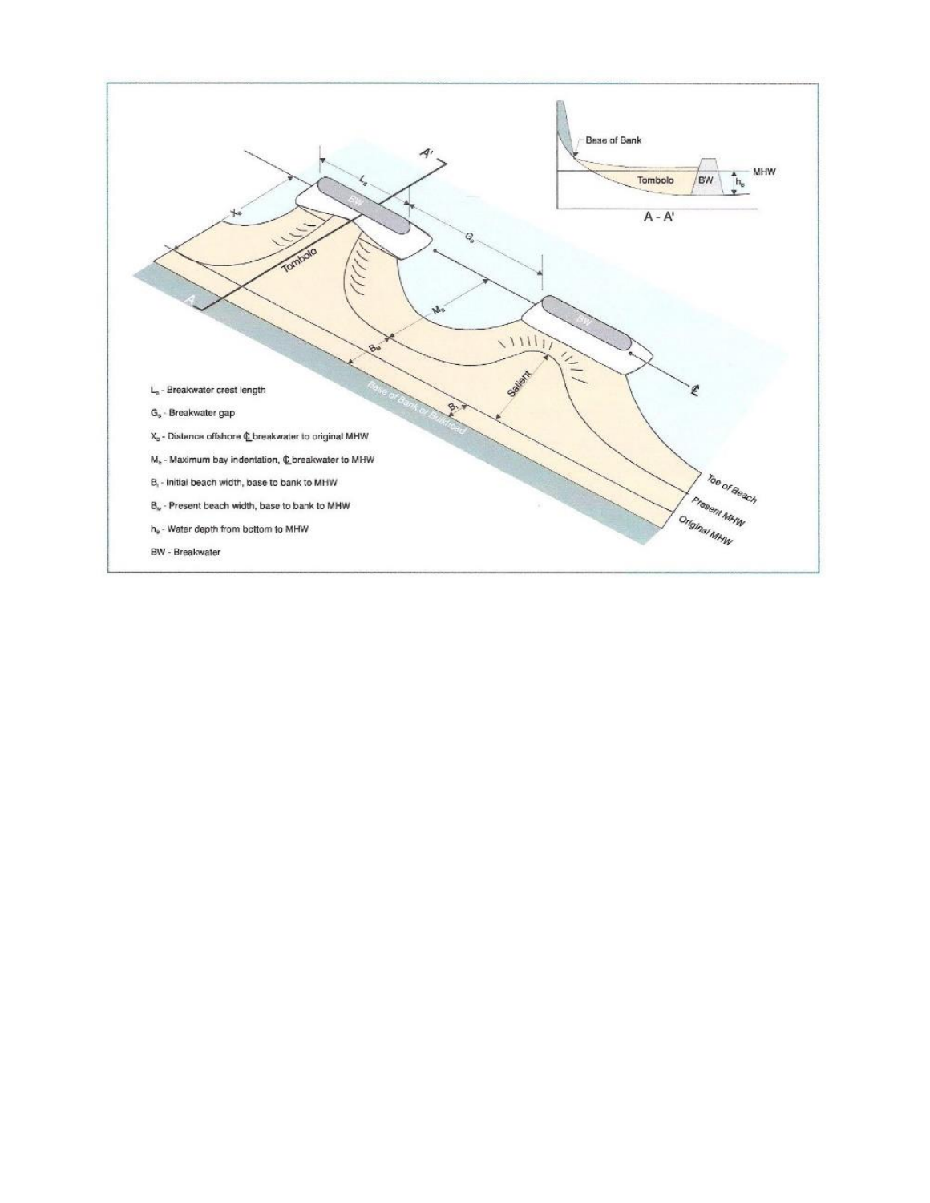Base of Bank

MHW

Tombolo

BW

$h_B$

A - A'

A'

$L_B$

$X_B$

BW

$G_B$

Tombolo

$M_B$

A

$B_P$

BW

Salient

$B_i$

℄

Base of Bank or Bulkhead

Toe of Beach

Present MHW

Original MHW

$L_B$ - Breakwater crest length

$G_B$ - Breakwater gap

$X_B$ - Distance offshore ℄ breakwater to original MHW

$M_B$ - Maximum bay indentation, ℄ breakwater to MHW

$B_i$ - Initial beach width, base to bank to MHW

$B_P$ - Present beach width, base to bank to MHW

$h_B$ - Water depth from bottom to MHW

BW - Breakwater